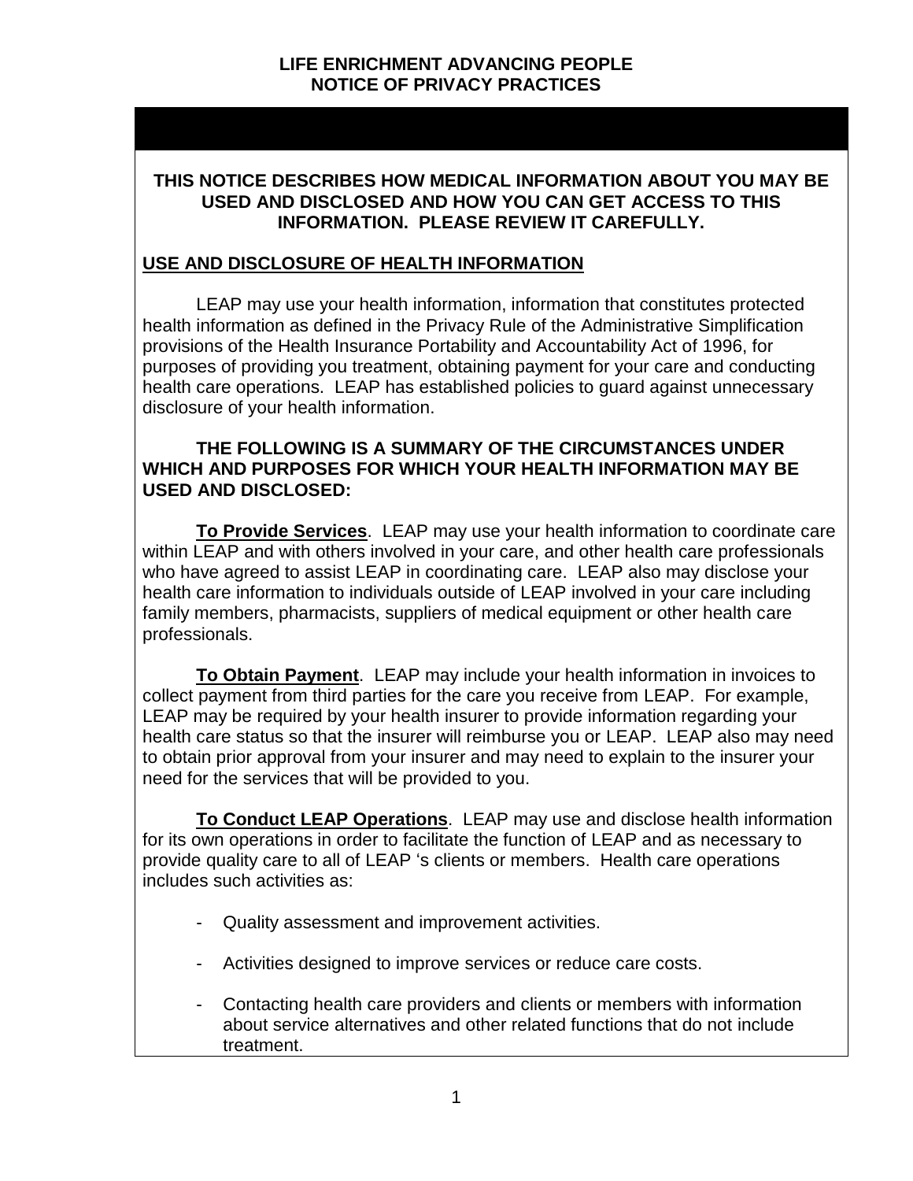# LIFE ENRICHMENT ADVANCING PEOPLE
# NOTICE OF PRIVACY PRACTICES

**THIS NOTICE DESCRIBES HOW MEDICAL INFORMATION ABOUT YOU MAY BE USED AND DISCLOSED AND HOW YOU CAN GET ACCESS TO THIS INFORMATION. PLEASE REVIEW IT CAREFULLY.**

## USE AND DISCLOSURE OF HEALTH INFORMATION

LEAP may use your health information, information that constitutes protected health information as defined in the Privacy Rule of the Administrative Simplification provisions of the Health Insurance Portability and Accountability Act of 1996, for purposes of providing you treatment, obtaining payment for your care and conducting health care operations. LEAP has established policies to guard against unnecessary disclosure of your health information.

**THE FOLLOWING IS A SUMMARY OF THE CIRCUMSTANCES UNDER WHICH AND PURPOSES FOR WHICH YOUR HEALTH INFORMATION MAY BE USED AND DISCLOSED:**

**To Provide Services**. LEAP may use your health information to coordinate care within LEAP and with others involved in your care, and other health care professionals who have agreed to assist LEAP in coordinating care. LEAP also may disclose your health care information to individuals outside of LEAP involved in your care including family members, pharmacists, suppliers of medical equipment or other health care professionals.

**To Obtain Payment**. LEAP may include your health information in invoices to collect payment from third parties for the care you receive from LEAP. For example, LEAP may be required by your health insurer to provide information regarding your health care status so that the insurer will reimburse you or LEAP. LEAP also may need to obtain prior approval from your insurer and may need to explain to the insurer your need for the services that will be provided to you.

**To Conduct LEAP Operations**. LEAP may use and disclose health information for its own operations in order to facilitate the function of LEAP and as necessary to provide quality care to all of LEAP 's clients or members. Health care operations includes such activities as:

- Quality assessment and improvement activities.
- Activities designed to improve services or reduce care costs.
- Contacting health care providers and clients or members with information about service alternatives and other related functions that do not include treatment.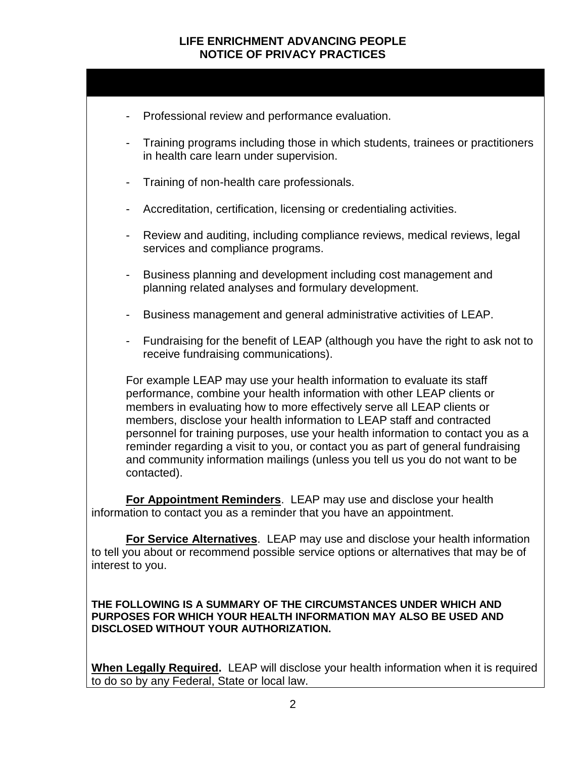- Professional review and performance evaluation.
- Training programs including those in which students, trainees or practitioners in health care learn under supervision.
- Training of non-health care professionals.
- Accreditation, certification, licensing or credentialing activities.
- Review and auditing, including compliance reviews, medical reviews, legal services and compliance programs.
- Business planning and development including cost management and planning related analyses and formulary development.
- Business management and general administrative activities of LEAP.
- Fundraising for the benefit of LEAP (although you have the right to ask not to receive fundraising communications).

For example LEAP may use your health information to evaluate its staff performance, combine your health information with other LEAP clients or members in evaluating how to more effectively serve all LEAP clients or members, disclose your health information to LEAP staff and contracted personnel for training purposes, use your health information to contact you as a reminder regarding a visit to you, or contact you as part of general fundraising and community information mailings (unless you tell us you do not want to be contacted).

**For Appointment Reminders**. LEAP may use and disclose your health information to contact you as a reminder that you have an appointment.

**For Service Alternatives**. LEAP may use and disclose your health information to tell you about or recommend possible service options or alternatives that may be of interest to you.

**THE FOLLOWING IS A SUMMARY OF THE CIRCUMSTANCES UNDER WHICH AND PURPOSES FOR WHICH YOUR HEALTH INFORMATION MAY ALSO BE USED AND DISCLOSED WITHOUT YOUR AUTHORIZATION.**

**When Legally Required.** LEAP will disclose your health information when it is required to do so by any Federal, State or local law.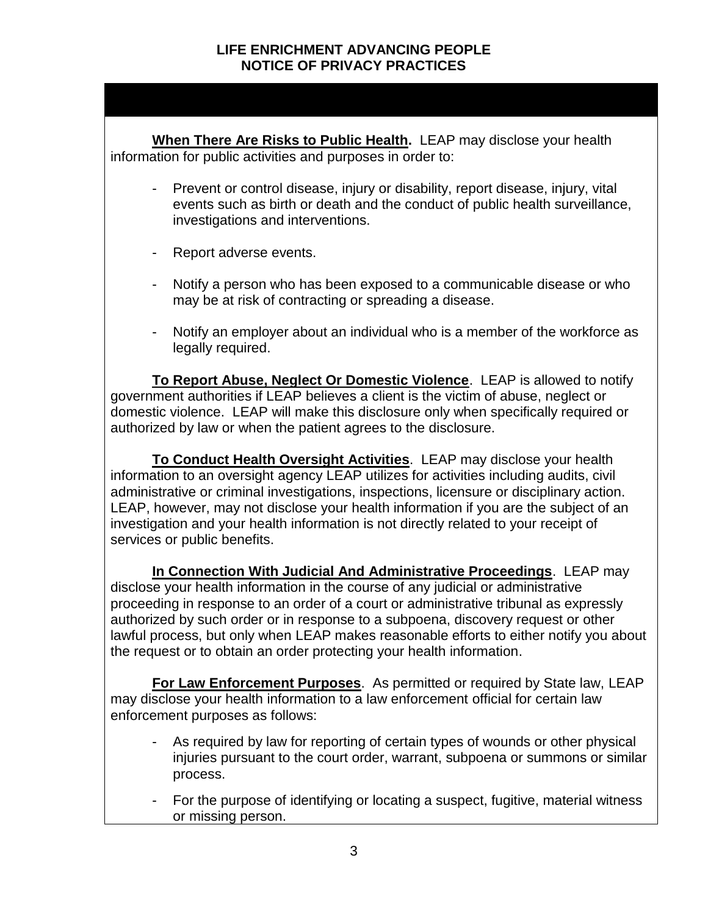**When There Are Risks to Public Health.** LEAP may disclose your health information for public activities and purposes in order to:

- Prevent or control disease, injury or disability, report disease, injury, vital events such as birth or death and the conduct of public health surveillance, investigations and interventions.
- Report adverse events.
- Notify a person who has been exposed to a communicable disease or who may be at risk of contracting or spreading a disease.
- Notify an employer about an individual who is a member of the workforce as legally required.

**To Report Abuse, Neglect Or Domestic Violence**. LEAP is allowed to notify government authorities if LEAP believes a client is the victim of abuse, neglect or domestic violence. LEAP will make this disclosure only when specifically required or authorized by law or when the patient agrees to the disclosure.

**To Conduct Health Oversight Activities**. LEAP may disclose your health information to an oversight agency LEAP utilizes for activities including audits, civil administrative or criminal investigations, inspections, licensure or disciplinary action. LEAP, however, may not disclose your health information if you are the subject of an investigation and your health information is not directly related to your receipt of services or public benefits.

**In Connection With Judicial And Administrative Proceedings**. LEAP may disclose your health information in the course of any judicial or administrative proceeding in response to an order of a court or administrative tribunal as expressly authorized by such order or in response to a subpoena, discovery request or other lawful process, but only when LEAP makes reasonable efforts to either notify you about the request or to obtain an order protecting your health information.

**For Law Enforcement Purposes**. As permitted or required by State law, LEAP may disclose your health information to a law enforcement official for certain law enforcement purposes as follows:

- As required by law for reporting of certain types of wounds or other physical injuries pursuant to the court order, warrant, subpoena or summons or similar process.
- For the purpose of identifying or locating a suspect, fugitive, material witness or missing person.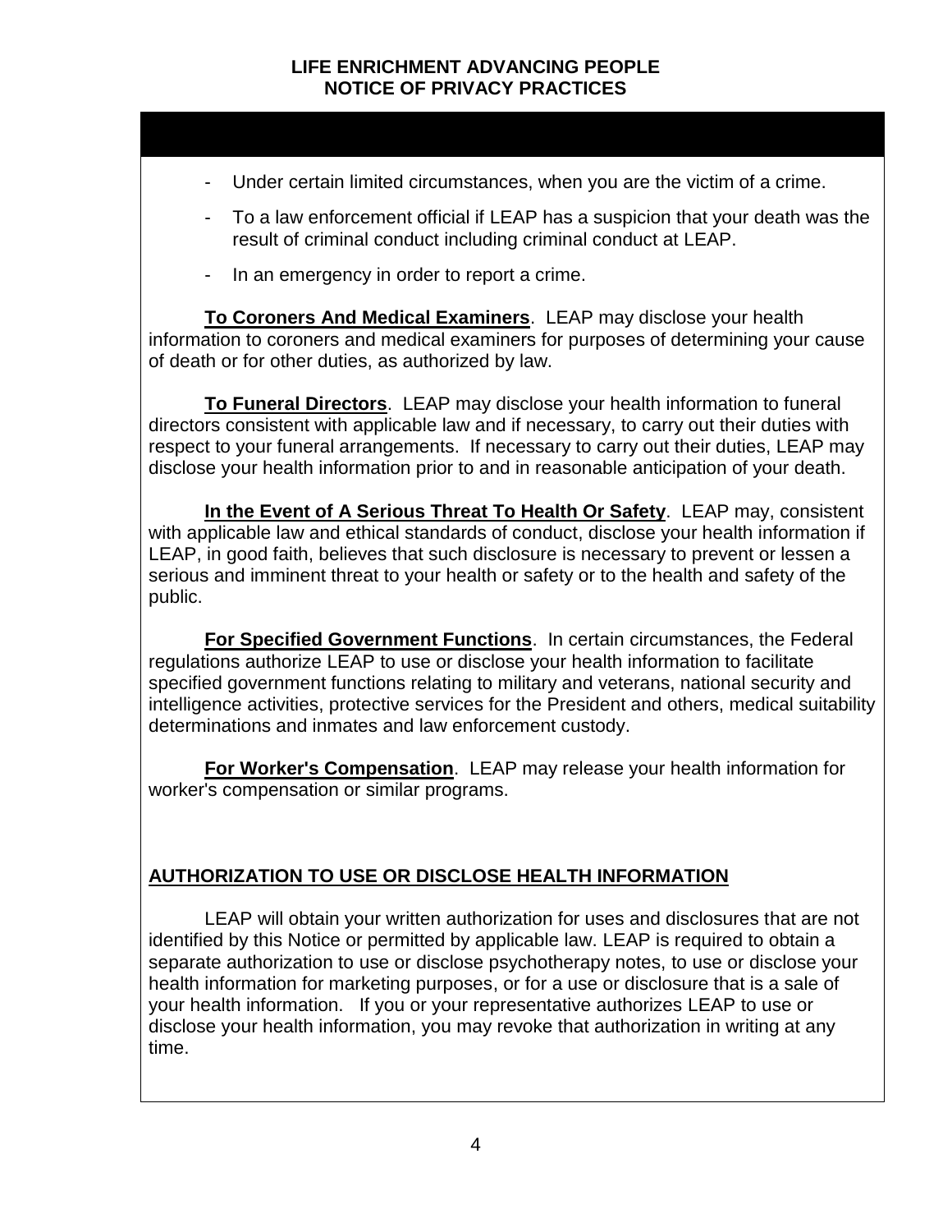- Under certain limited circumstances, when you are the victim of a crime.
- To a law enforcement official if LEAP has a suspicion that your death was the result of criminal conduct including criminal conduct at LEAP.
- In an emergency in order to report a crime.

**To Coroners And Medical Examiners**. LEAP may disclose your health information to coroners and medical examiners for purposes of determining your cause of death or for other duties, as authorized by law.

**To Funeral Directors**. LEAP may disclose your health information to funeral directors consistent with applicable law and if necessary, to carry out their duties with respect to your funeral arrangements. If necessary to carry out their duties, LEAP may disclose your health information prior to and in reasonable anticipation of your death.

**In the Event of A Serious Threat To Health Or Safety**. LEAP may, consistent with applicable law and ethical standards of conduct, disclose your health information if LEAP, in good faith, believes that such disclosure is necessary to prevent or lessen a serious and imminent threat to your health or safety or to the health and safety of the public.

**For Specified Government Functions**. In certain circumstances, the Federal regulations authorize LEAP to use or disclose your health information to facilitate specified government functions relating to military and veterans, national security and intelligence activities, protective services for the President and others, medical suitability determinations and inmates and law enforcement custody.

**For Worker's Compensation**. LEAP may release your health information for worker's compensation or similar programs.

## AUTHORIZATION TO USE OR DISCLOSE HEALTH INFORMATION

LEAP will obtain your written authorization for uses and disclosures that are not identified by this Notice or permitted by applicable law. LEAP is required to obtain a separate authorization to use or disclose psychotherapy notes, to use or disclose your health information for marketing purposes, or for a use or disclosure that is a sale of your health information. If you or your representative authorizes LEAP to use or disclose your health information, you may revoke that authorization in writing at any time.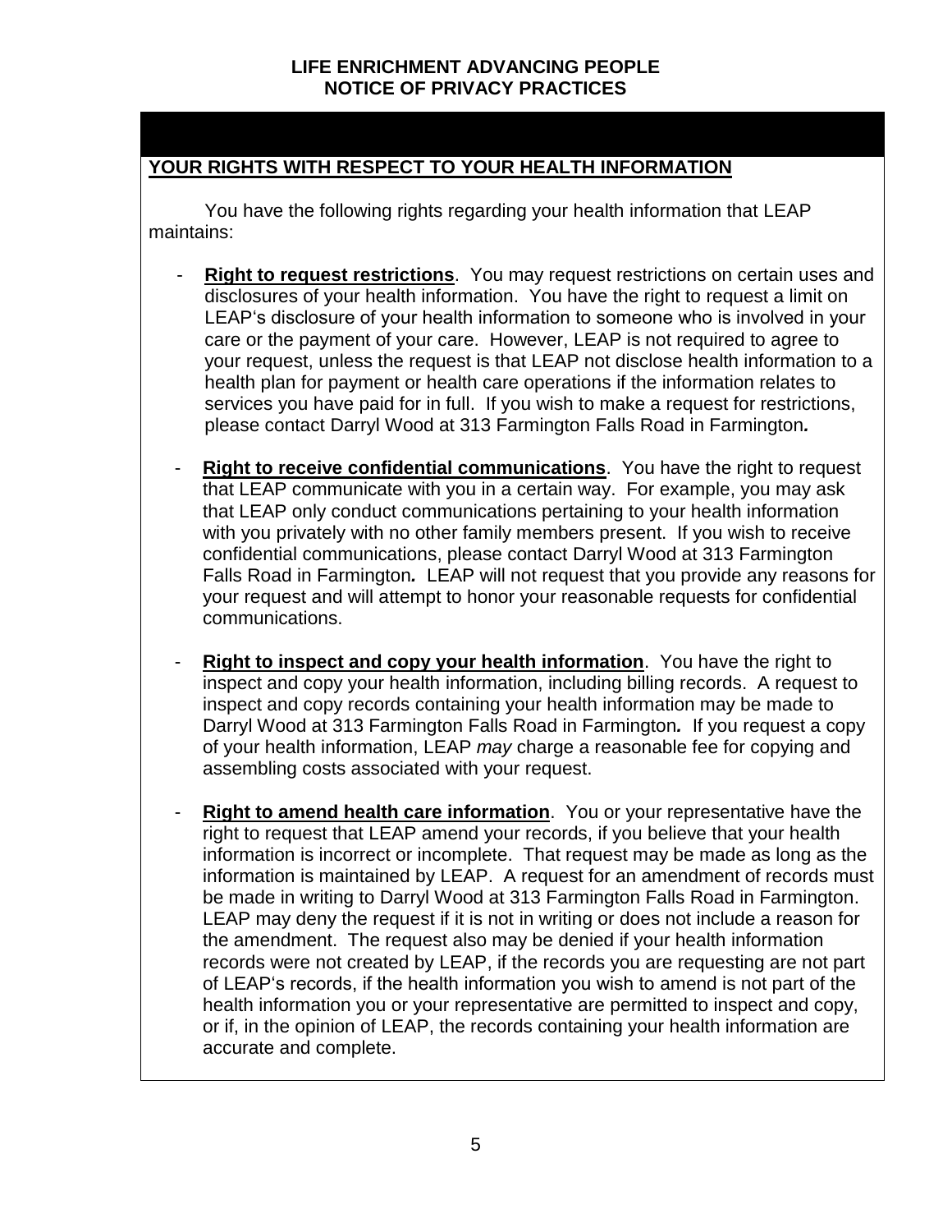**LIFE ENRICHMENT ADVANCING PEOPLE**
**NOTICE OF PRIVACY PRACTICES**

## YOUR RIGHTS WITH RESPECT TO YOUR HEALTH INFORMATION

You have the following rights regarding your health information that LEAP maintains:

- **Right to request restrictions**. You may request restrictions on certain uses and disclosures of your health information. You have the right to request a limit on LEAP's disclosure of your health information to someone who is involved in your care or the payment of your care. However, LEAP is not required to agree to your request, unless the request is that LEAP not disclose health information to a health plan for payment or health care operations if the information relates to services you have paid for in full. If you wish to make a request for restrictions, please contact Darryl Wood at 313 Farmington Falls Road in Farmington*.*

- **Right to receive confidential communications**. You have the right to request that LEAP communicate with you in a certain way. For example, you may ask that LEAP only conduct communications pertaining to your health information with you privately with no other family members present. If you wish to receive confidential communications, please contact Darryl Wood at 313 Farmington Falls Road in Farmington*.* LEAP will not request that you provide any reasons for your request and will attempt to honor your reasonable requests for confidential communications.

- **Right to inspect and copy your health information**. You have the right to inspect and copy your health information, including billing records. A request to inspect and copy records containing your health information may be made to Darryl Wood at 313 Farmington Falls Road in Farmington*.* If you request a copy of your health information, LEAP *may* charge a reasonable fee for copying and assembling costs associated with your request.

- **Right to amend health care information**. You or your representative have the right to request that LEAP amend your records, if you believe that your health information is incorrect or incomplete. That request may be made as long as the information is maintained by LEAP. A request for an amendment of records must be made in writing to Darryl Wood at 313 Farmington Falls Road in Farmington. LEAP may deny the request if it is not in writing or does not include a reason for the amendment. The request also may be denied if your health information records were not created by LEAP, if the records you are requesting are not part of LEAP's records, if the health information you wish to amend is not part of the health information you or your representative are permitted to inspect and copy, or if, in the opinion of LEAP, the records containing your health information are accurate and complete.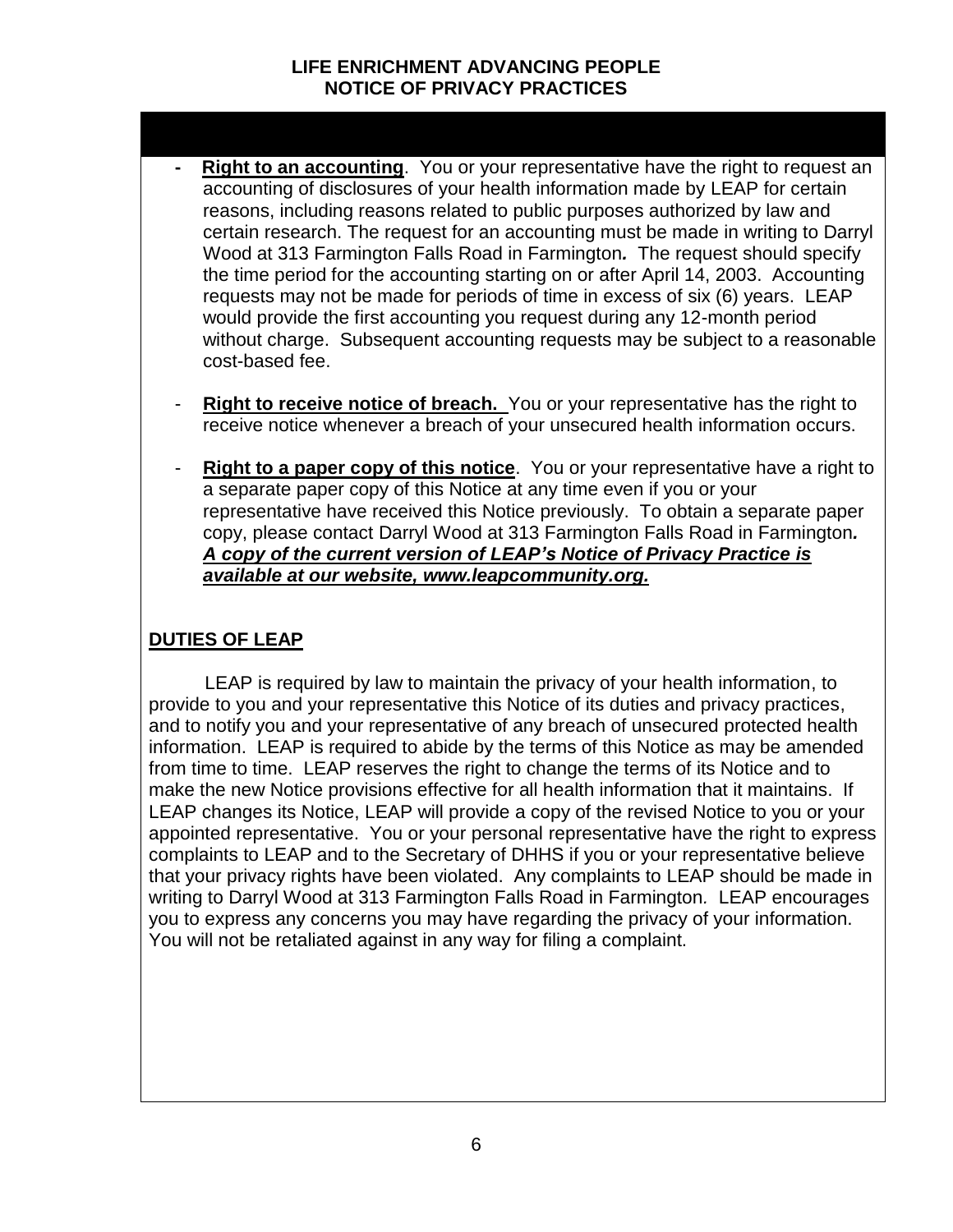- **Right to an accounting**. You or your representative have the right to request an accounting of disclosures of your health information made by LEAP for certain reasons, including reasons related to public purposes authorized by law and certain research. The request for an accounting must be made in writing to Darryl Wood at 313 Farmington Falls Road in Farmington***.*** The request should specify the time period for the accounting starting on or after April 14, 2003. Accounting requests may not be made for periods of time in excess of six (6) years. LEAP would provide the first accounting you request during any 12-month period without charge. Subsequent accounting requests may be subject to a reasonable cost-based fee.

- **Right to receive notice of breach.** You or your representative has the right to receive notice whenever a breach of your unsecured health information occurs.

- **Right to a paper copy of this notice**. You or your representative have a right to a separate paper copy of this Notice at any time even if you or your representative have received this Notice previously. To obtain a separate paper copy, please contact Darryl Wood at 313 Farmington Falls Road in Farmington***.*** ***A copy of the current version of LEAP's Notice of Privacy Practice is available at our website, www.leapcommunity.org.***

## DUTIES OF LEAP

LEAP is required by law to maintain the privacy of your health information, to provide to you and your representative this Notice of its duties and privacy practices, and to notify you and your representative of any breach of unsecured protected health information. LEAP is required to abide by the terms of this Notice as may be amended from time to time. LEAP reserves the right to change the terms of its Notice and to make the new Notice provisions effective for all health information that it maintains. If LEAP changes its Notice, LEAP will provide a copy of the revised Notice to you or your appointed representative. You or your personal representative have the right to express complaints to LEAP and to the Secretary of DHHS if you or your representative believe that your privacy rights have been violated. Any complaints to LEAP should be made in writing to Darryl Wood at 313 Farmington Falls Road in Farmington. LEAP encourages you to express any concerns you may have regarding the privacy of your information. You will not be retaliated against in any way for filing a complaint.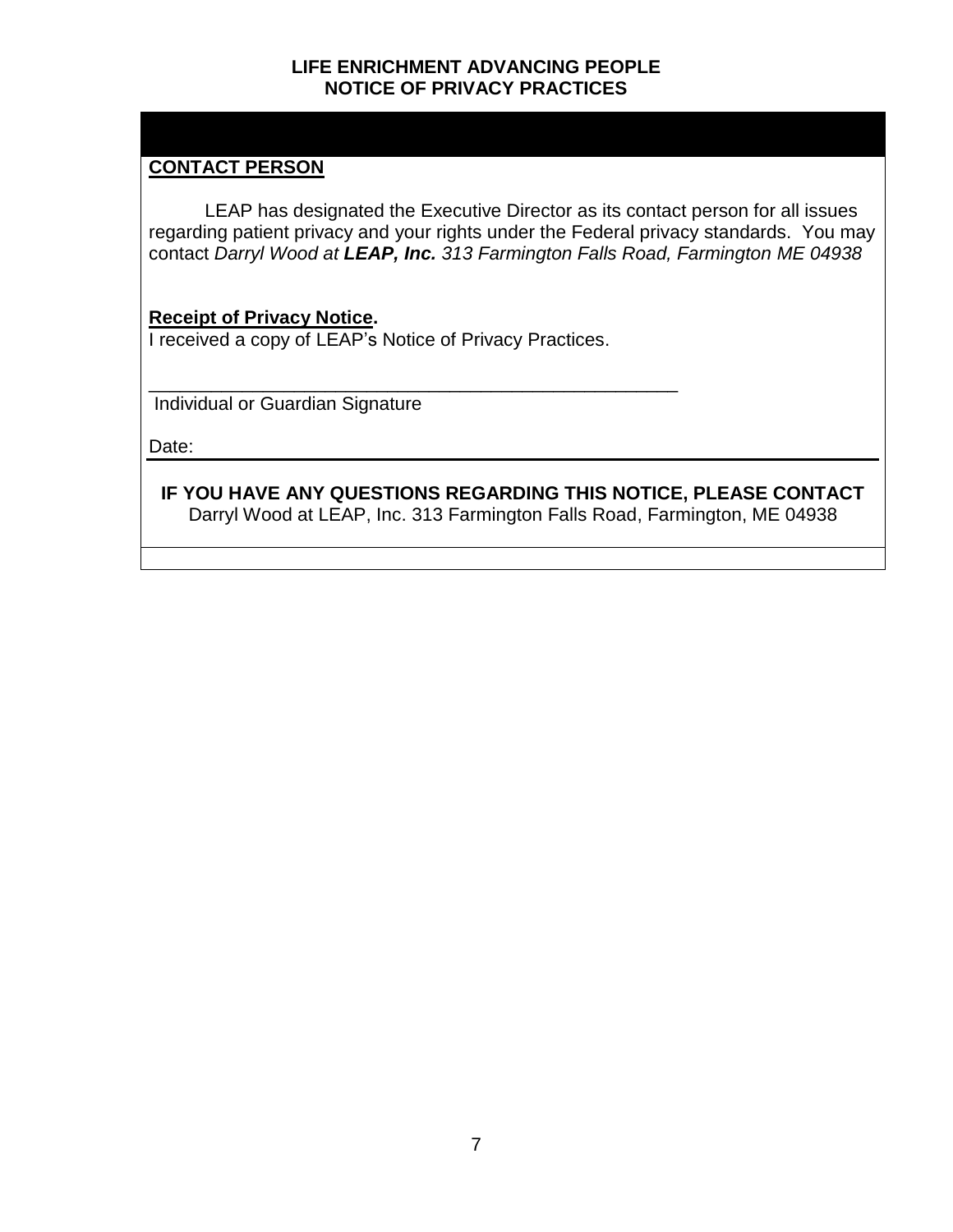**LIFE ENRICHMENT ADVANCING PEOPLE**
**NOTICE OF PRIVACY PRACTICES**

## CONTACT PERSON

LEAP has designated the Executive Director as its contact person for all issues regarding patient privacy and your rights under the Federal privacy standards. You may contact *Darryl Wood at **LEAP, Inc.** 313 Farmington Falls Road, Farmington ME 04938*

**Receipt of Privacy Notice.**

I received a copy of LEAP's Notice of Privacy Practices.

_______________________________________________________

Individual or Guardian Signature

Date:

**IF YOU HAVE ANY QUESTIONS REGARDING THIS NOTICE, PLEASE CONTACT**

Darryl Wood at LEAP, Inc. 313 Farmington Falls Road, Farmington, ME 04938